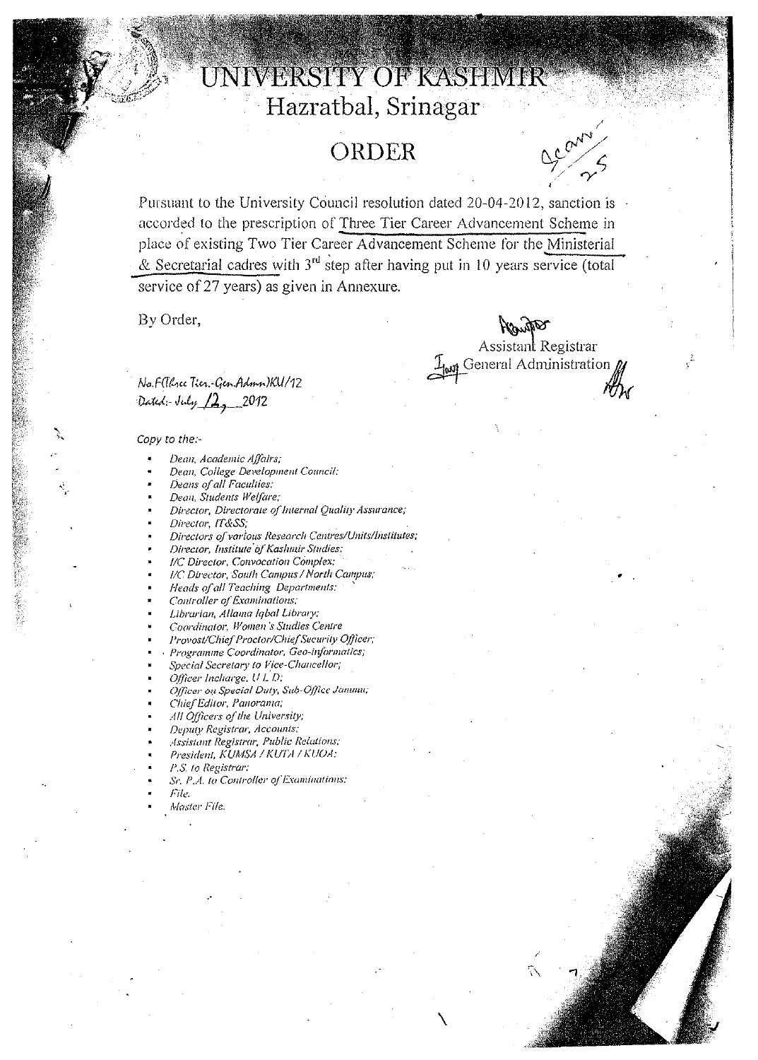# UNIVERSITY OF KASHMIR
## Hazratbal, Srinagar

## ORDER

Pursuant to the University Council resolution dated 20-04-2012, sanction is accorded to the prescription of Three Tier Career Advancement Scheme in place of existing Two Tier Career Advancement Scheme for the Ministerial & Secretarial cadres with 3rd step after having put in 10 years service (total service of 27 years) as given in Annexure.

By Order,

Assistant Registrar
General Administration

No. F(Three Tier.-Gen.Admn)KU/12
Dated:- July 12, 2012

*Copy to the:-*

- *Dean, Academic Affairs;*
- *Dean, College Development Council;*
- *Deans of all Faculties;*
- *Dean, Students Welfare;*
- *Director, Directorate of Internal Quality Assurance;*
- *Director, IT&SS;*
- *Directors of various Research Centres/Units/Institutes;*
- *Director, Institute of Kashmir Studies;*
- *I/C Director, Convocation Complex;*
- *I/C Director, South Campus / North Campus;*
- *Heads of all Teaching Departments;*
- *Controller of Examinations;*
- *Librarian, Allama Iqbal Library;*
- *Coordinator, Women's Studies Centre*
- *Provost/Chief Proctor/Chief Security Officer;*
- *Programme Coordinator, Geo-informatics;*
- *Special Secretary to Vice-Chancellor;*
- *Officer Incharge, U L D;*
- *Officer on Special Duty, Sub-Office Jammu;*
- *Chief Editor, Panorama;*
- *All Officers of the University;*
- *Deputy Registrar, Accounts;*
- *Assistant Registrar, Public Relations;*
- *President, KUMSA / KUTA / KUOA;*
- *P.S. to Registrar;*
- *Sr. P.A. to Controller of Examinations;*
- *File.*
- *Master File.*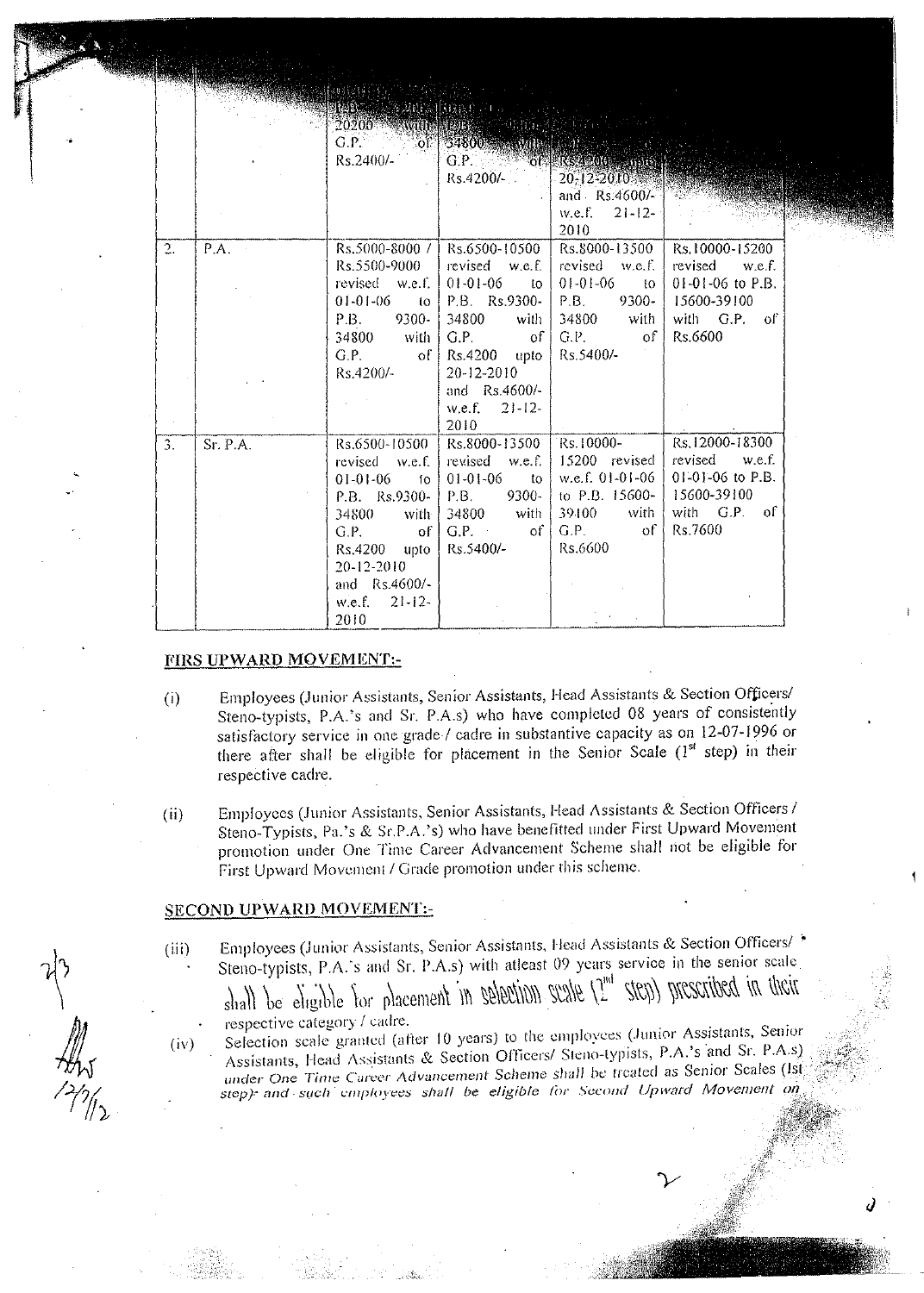| | | | | | |
|---|---|---|---|---|---|
| | | P.B. ... 20200 with G.P. of Rs.2400/- | ... P.B. ... 34800 with G.P. of Rs.4200/- | ... Rs.4200 upto 20-12-2010 and Rs.4600/- w.e.f. 21-12-2010 | |
| 2. | P.A. | Rs.5000-8000 / Rs.5500-9000 revised w.e.f. 01-01-06 to P.B. 9300-34800 with G.P. of Rs.4200/- | Rs.6500-10500 revised w.e.f. 01-01-06 to P.B. Rs.9300-34800 with G.P. of Rs.4200 upto 20-12-2010 and Rs.4600/- w.e.f. 21-12-2010 | Rs.8000-13500 revised w.e.f. 01-01-06 to P.B. 9300-34800 with G.P. of Rs.5400/- | Rs.10000-15200 revised w.e.f. 01-01-06 to P.B. 15600-39100 with G.P. of Rs.6600 |
| 3. | Sr. P.A. | Rs.6500-10500 revised w.e.f. 01-01-06 to P.B. Rs.9300-34800 with G.P. of Rs.4200 upto 20-12-2010 and Rs.4600/- w.e.f. 21-12-2010 | Rs.8000-13500 revised w.e.f. 01-01-06 to P.B. 9300-34800 with G.P. of Rs.5400/- | Rs.10000-15200 revised w.e.f. 01-01-06 to P.B. 15600-39100 with G.P. of Rs.6600 | Rs.12000-18300 revised w.e.f. 01-01-06 to P.B. 15600-39100 with G.P. of Rs.7600 |

## FIRS UPWARD MOVEMENT:-

(i) Employees (Junior Assistants, Senior Assistants, Head Assistants & Section Officers/ Steno-typists, P.A.'s and Sr. P.A.s) who have completed 08 years of consistently satisfactory service in one grade / cadre in substantive capacity as on 12-07-1996 or there after shall be eligible for placement in the Senior Scale (1st step) in their respective cadre.

(ii) Employees (Junior Assistants, Senior Assistants, Head Assistants & Section Officers / Steno-Typists, Pa.'s & Sr.P.A.'s) who have benefitted under First Upward Movement promotion under One Time Career Advancement Scheme shall not be eligible for First Upward Movement / Grade promotion under this scheme.

## SECOND UPWARD MOVEMENT:-

(iii) Employees (Junior Assistants, Senior Assistants, Head Assistants & Section Officers/ Steno-typists, P.A.'s and Sr. P.A.s) with atleast 09 years service in the senior scale shall be eligible for placement in selection scale (2nd step) prescribed in their respective category / cadre.

(iv) Selection scale granted (after 10 years) to the employees (Junior Assistants, Senior Assistants, Head Assistants & Section Officers/ Steno-typists, P.A.'s and Sr. P.A.s) under One Time Career Advancement Scheme shall be treated as Senior Scales (1st step) and such employees shall be eligible for Second Upward Movement on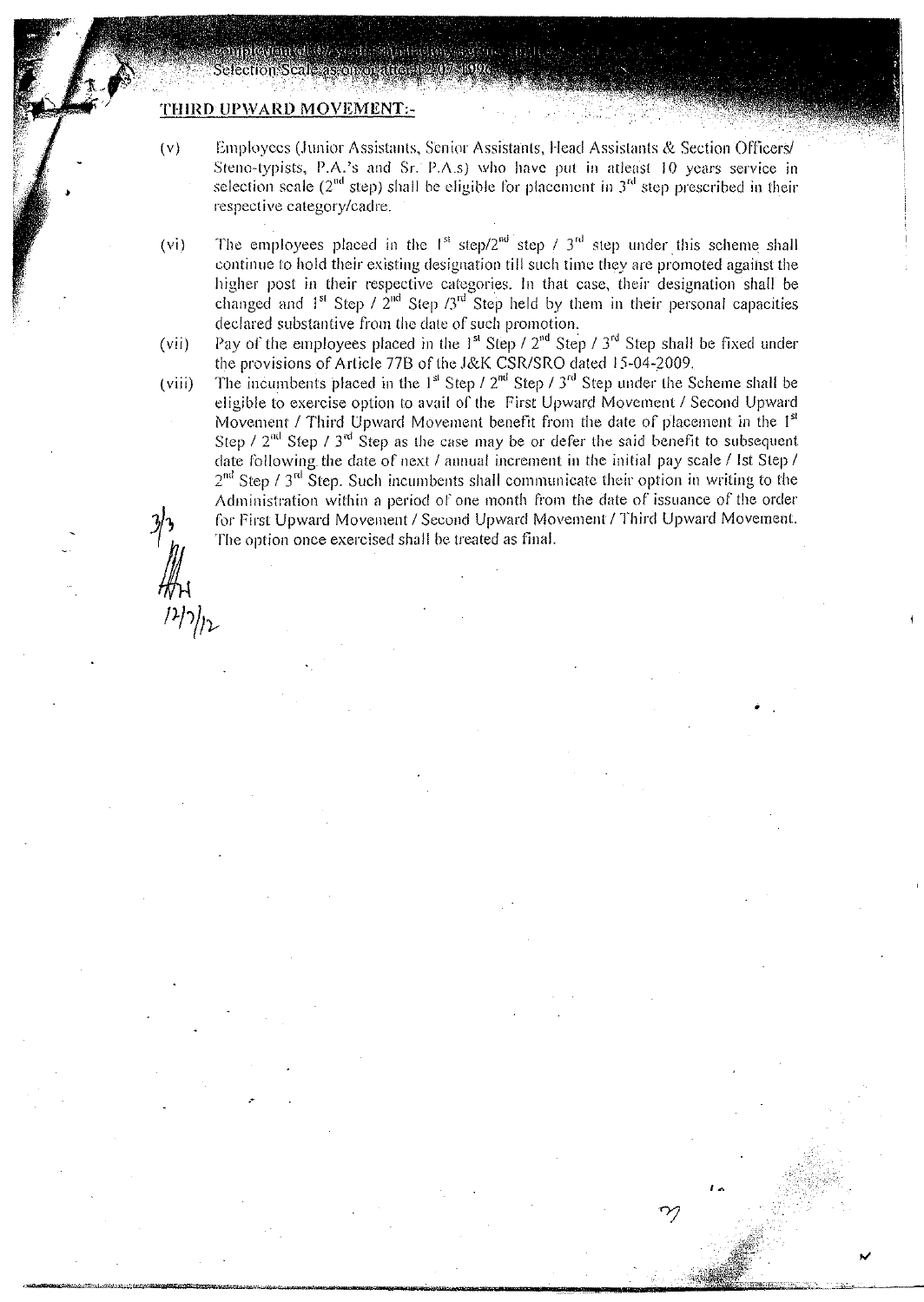completion of 07 years satisfactory service in the Selection Scale as on or after 12-07-1996.

## THIRD UPWARD MOVEMENT:-

(v) Employees (Junior Assistants, Senior Assistants, Head Assistants & Section Officers/ Steno-typists, P.A.'s and Sr. P.A.s) who have put in atleast 10 years service in selection scale (2nd step) shall be eligible for placement in 3rd step prescribed in their respective category/cadre.

(vi) The employees placed in the 1st step/2nd step / 3rd step under this scheme shall continue to hold their existing designation till such time they are promoted against the higher post in their respective categories. In that case, their designation shall be changed and 1st Step / 2nd Step /3rd Step held by them in their personal capacities declared substantive from the date of such promotion.

(vii) Pay of the employees placed in the 1st Step / 2nd Step / 3rd Step shall be fixed under the provisions of Article 77B of the J&K CSR/SRO dated 15-04-2009.

(viii) The incumbents placed in the 1st Step / 2nd Step / 3rd Step under the Scheme shall be eligible to exercise option to avail of the First Upward Movement / Second Upward Movement / Third Upward Movement benefit from the date of placement in the 1st Step / 2nd Step / 3rd Step as the case may be or defer the said benefit to subsequent date following the date of next / annual increment in the initial pay scale / Ist Step / 2nd Step / 3rd Step. Such incumbents shall communicate their option in writing to the Administration within a period of one month from the date of issuance of the order for First Upward Movement / Second Upward Movement / Third Upward Movement. The option once exercised shall be treated as final.

3/3
12/7/12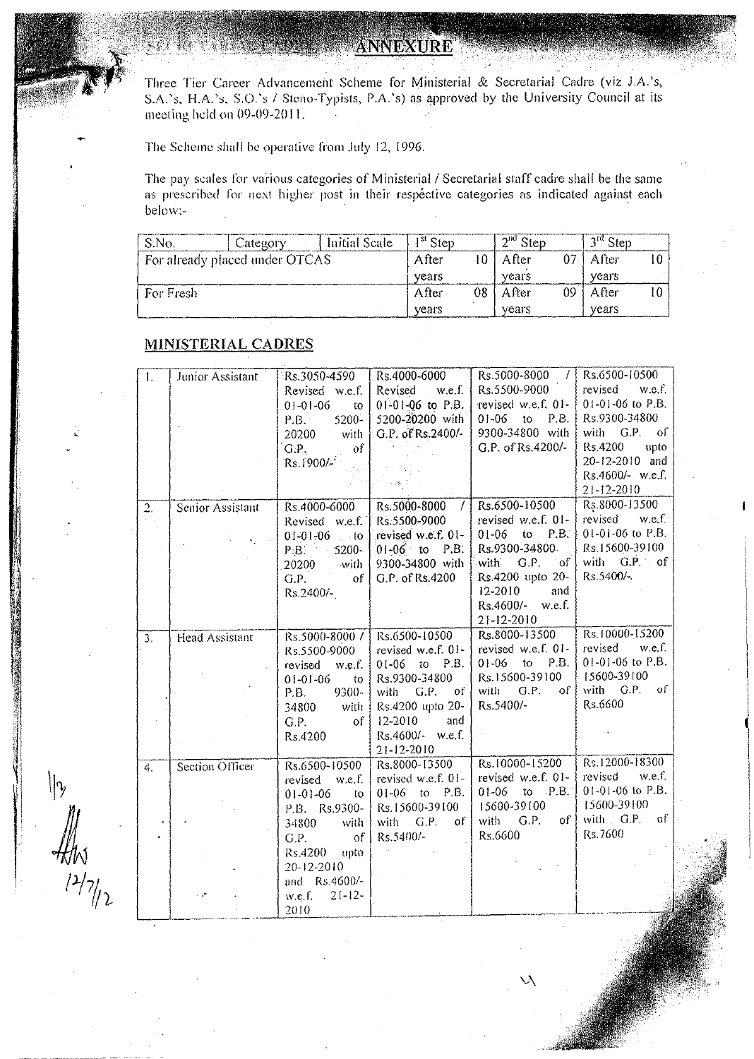## ANNEXURE

Three Tier Career Advancement Scheme for Ministerial & Secretarial Cadre (viz J.A.'s, S.A.'s, H.A.'s, S.O.'s / Steno-Typists, P.A.'s) as approved by the University Council at its meeting held on 09-09-2011.

The Scheme shall be operative from July 12, 1996.

The pay scales for various categories of Ministerial / Secretarial staff cadre shall be the same as prescribed for next higher post in their respective categories as indicated against each below:-

| S.No. | Category | Initial Scale | 1st Step | 2nd Step | 3rd Step |
|---|---|---|---|---|---|
| For already placed under OTCAS | | | After 10 years | After 07 years | After 10 years |
| For Fresh | | | After 08 years | After 09 years | After 10 years |

### MINISTERIAL CADRES

| | | | | | |
|---|---|---|---|---|---|
| 1. | Junior Assistant | Rs.3050-4590 Revised w.e.f. 01-01-06 to P.B. 5200-20200 with G.P. of Rs.1900/- | Rs.4000-6000 Revised w.e.f. 01-01-06 to P.B. 5200-20200 with G.P. of Rs.2400/- | Rs.5000-8000 / Rs.5500-9000 revised w.e.f. 01-01-06 to P.B. 9300-34800 with G.P. of Rs.4200/- | Rs.6500-10500 revised w.e.f. 01-01-06 to P.B. Rs.9300-34800 with G.P. of Rs.4200 upto 20-12-2010 and Rs.4600/- w.e.f. 21-12-2010 |
| 2. | Senior Assistant | Rs.4000-6000 Revised w.e.f. 01-01-06 to P.B. 5200-20200 with G.P. of Rs.2400/- | Rs.5000-8000 / Rs.5500-9000 revised w.e.f. 01-01-06 to P.B. 9300-34800 with G.P. of Rs.4200 | Rs.6500-10500 revised w.e.f. 01-01-06 to P.B. Rs.9300-34800 with G.P. of Rs.4200 upto 20-12-2010 and Rs.4600/- w.e.f. 21-12-2010 | Rs.8000-13500 revised w.e.f. 01-01-06 to P.B. Rs.15600-39100 with G.P. of Rs.5400/- |
| 3. | Head Assistant | Rs.5000-8000 / Rs.5500-9000 revised w.e.f. 01-01-06 to P.B. 9300-34800 with G.P. of Rs.4200 | Rs.6500-10500 revised w.e.f. 01-01-06 to P.B. Rs.9300-34800 with G.P. of Rs.4200 upto 20-12-2010 and Rs.4600/- w.e.f. 21-12-2010 | Rs.8000-13500 revised w.e.f. 01-01-06 to P.B. Rs.15600-39100 with G.P. of Rs.5400/- | Rs.10000-15200 revised w.e.f. 01-01-06 to P.B. 15600-39100 with G.P. of Rs.6600 |
| 4. | Section Officer | Rs.6500-10500 revised w.e.f. 01-01-06 to P.B. Rs.9300-34800 with G.P. of Rs.4200 upto 20-12-2010 and Rs.4600/- w.e.f. 21-12-2010 | Rs.8000-13500 revised w.e.f. 01-01-06 to P.B. Rs.15600-39100 with G.P. of Rs.5400/- | Rs.10000-15200 revised w.e.f. 01-01-06 to P.B. 15600-39100 with G.P. of Rs.6600 | Rs.12000-18300 revised w.e.f. 01-01-06 to P.B. 15600-39100 with G.P. of Rs.7600 |